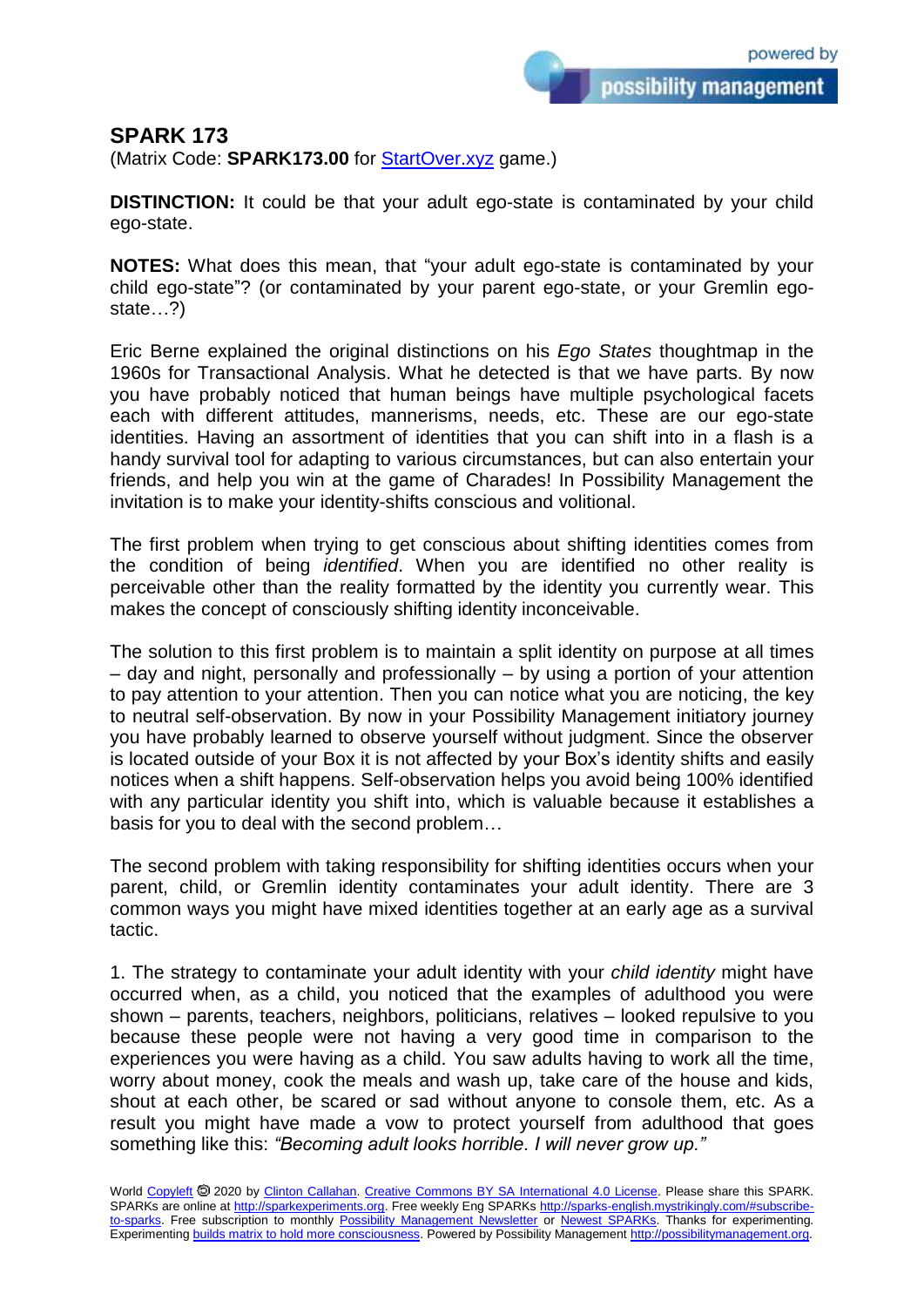# SPARK 173

(Matrix Code: **SPARK173.00** for StartOver.xyz game.)

**DISTINCTION:** It could be that your adult ego-state is contaminated by your child ego-state.

**NOTES:** What does this mean, that "your adult ego-state is contaminated by your child ego-state"? (or contaminated by your parent ego-state, or your Gremlin ego-state…?)

Eric Berne explained the original distinctions on his *Ego States* thoughtmap in the 1960s for Transactional Analysis. What he detected is that we have parts. By now you have probably noticed that human beings have multiple psychological facets each with different attitudes, mannerisms, needs, etc. These are our ego-state identities. Having an assortment of identities that you can shift into in a flash is a handy survival tool for adapting to various circumstances, but can also entertain your friends, and help you win at the game of Charades! In Possibility Management the invitation is to make your identity-shifts conscious and volitional.

The first problem when trying to get conscious about shifting identities comes from the condition of being *identified*. When you are identified no other reality is perceivable other than the reality formatted by the identity you currently wear. This makes the concept of consciously shifting identity inconceivable.

The solution to this first problem is to maintain a split identity on purpose at all times – day and night, personally and professionally – by using a portion of your attention to pay attention to your attention. Then you can notice what you are noticing, the key to neutral self-observation. By now in your Possibility Management initiatory journey you have probably learned to observe yourself without judgment. Since the observer is located outside of your Box it is not affected by your Box's identity shifts and easily notices when a shift happens. Self-observation helps you avoid being 100% identified with any particular identity you shift into, which is valuable because it establishes a basis for you to deal with the second problem…

The second problem with taking responsibility for shifting identities occurs when your parent, child, or Gremlin identity contaminates your adult identity. There are 3 common ways you might have mixed identities together at an early age as a survival tactic.

1. The strategy to contaminate your adult identity with your *child identity* might have occurred when, as a child, you noticed that the examples of adulthood you were shown – parents, teachers, neighbors, politicians, relatives – looked repulsive to you because these people were not having a very good time in comparison to the experiences you were having as a child. You saw adults having to work all the time, worry about money, cook the meals and wash up, take care of the house and kids, shout at each other, be scared or sad without anyone to console them, etc. As a result you might have made a vow to protect yourself from adulthood that goes something like this: *"Becoming adult looks horrible. I will never grow up."*

World Copyleft 🄯 2020 by Clinton Callahan. Creative Commons BY SA International 4.0 License. Please share this SPARK. SPARKs are online at http://sparkexperiments.org. Free weekly Eng SPARKs http://sparks-english.mystrikingly.com/#subscribe-to-sparks. Free subscription to monthly Possibility Management Newsletter or Newest SPARKs. Thanks for experimenting. Experimenting builds matrix to hold more consciousness. Powered by Possibility Management http://possibilitymanagement.org.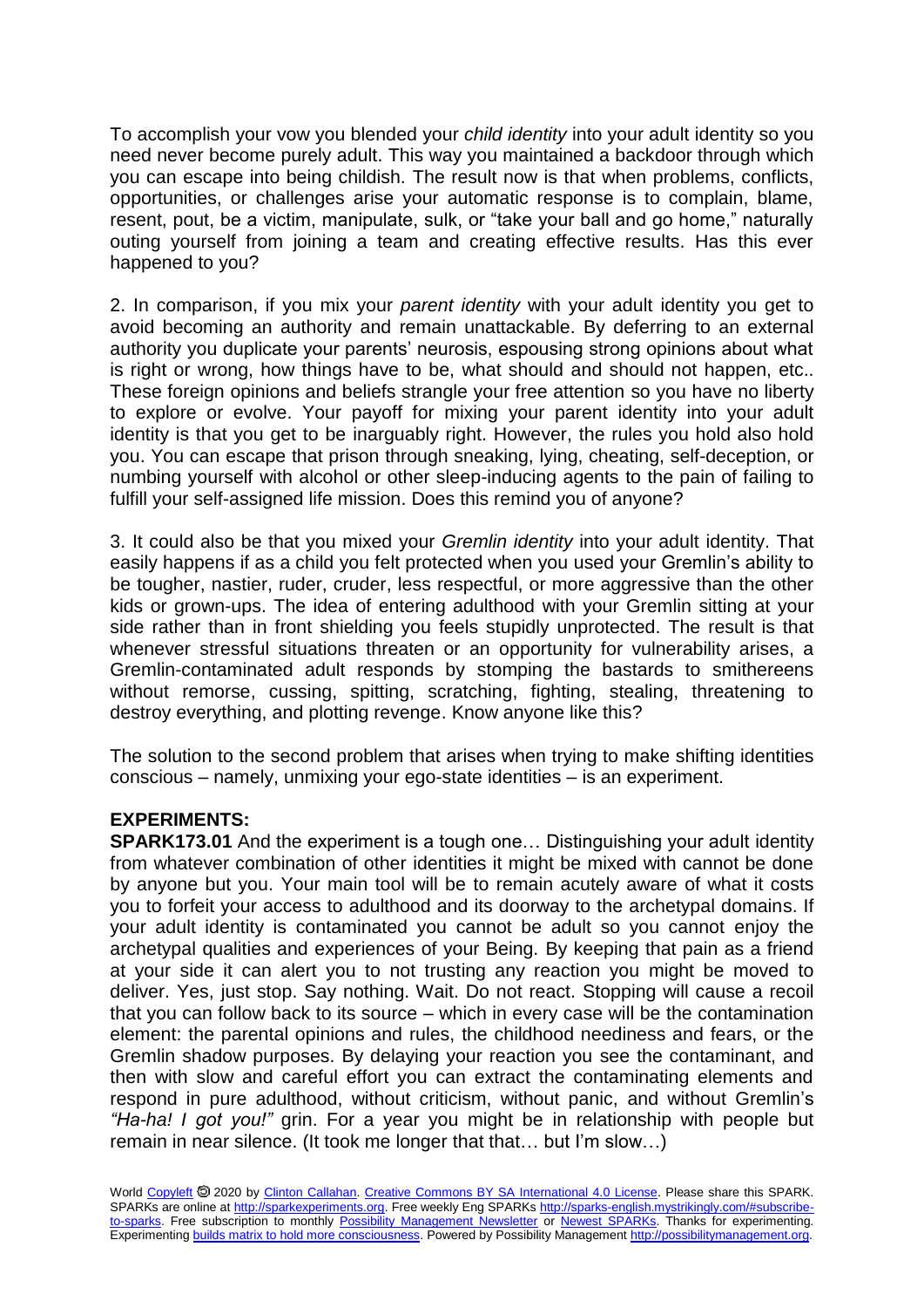To accomplish your vow you blended your *child identity* into your adult identity so you need never become purely adult. This way you maintained a backdoor through which you can escape into being childish. The result now is that when problems, conflicts, opportunities, or challenges arise your automatic response is to complain, blame, resent, pout, be a victim, manipulate, sulk, or "take your ball and go home," naturally outing yourself from joining a team and creating effective results. Has this ever happened to you?

2. In comparison, if you mix your *parent identity* with your adult identity you get to avoid becoming an authority and remain unattackable. By deferring to an external authority you duplicate your parents' neurosis, espousing strong opinions about what is right or wrong, how things have to be, what should and should not happen, etc.. These foreign opinions and beliefs strangle your free attention so you have no liberty to explore or evolve. Your payoff for mixing your parent identity into your adult identity is that you get to be inarguably right. However, the rules you hold also hold you. You can escape that prison through sneaking, lying, cheating, self-deception, or numbing yourself with alcohol or other sleep-inducing agents to the pain of failing to fulfill your self-assigned life mission. Does this remind you of anyone?

3. It could also be that you mixed your *Gremlin identity* into your adult identity. That easily happens if as a child you felt protected when you used your Gremlin's ability to be tougher, nastier, ruder, cruder, less respectful, or more aggressive than the other kids or grown-ups. The idea of entering adulthood with your Gremlin sitting at your side rather than in front shielding you feels stupidly unprotected. The result is that whenever stressful situations threaten or an opportunity for vulnerability arises, a Gremlin-contaminated adult responds by stomping the bastards to smithereens without remorse, cussing, spitting, scratching, fighting, stealing, threatening to destroy everything, and plotting revenge. Know anyone like this?

The solution to the second problem that arises when trying to make shifting identities conscious – namely, unmixing your ego-state identities – is an experiment.

**EXPERIMENTS:**

**SPARK173.01** And the experiment is a tough one… Distinguishing your adult identity from whatever combination of other identities it might be mixed with cannot be done by anyone but you. Your main tool will be to remain acutely aware of what it costs you to forfeit your access to adulthood and its doorway to the archetypal domains. If your adult identity is contaminated you cannot be adult so you cannot enjoy the archetypal qualities and experiences of your Being. By keeping that pain as a friend at your side it can alert you to not trusting any reaction you might be moved to deliver. Yes, just stop. Say nothing. Wait. Do not react. Stopping will cause a recoil that you can follow back to its source – which in every case will be the contamination element: the parental opinions and rules, the childhood neediness and fears, or the Gremlin shadow purposes. By delaying your reaction you see the contaminant, and then with slow and careful effort you can extract the contaminating elements and respond in pure adulthood, without criticism, without panic, and without Gremlin's *"Ha-ha! I got you!"* grin. For a year you might be in relationship with people but remain in near silence. (It took me longer that that… but I'm slow…)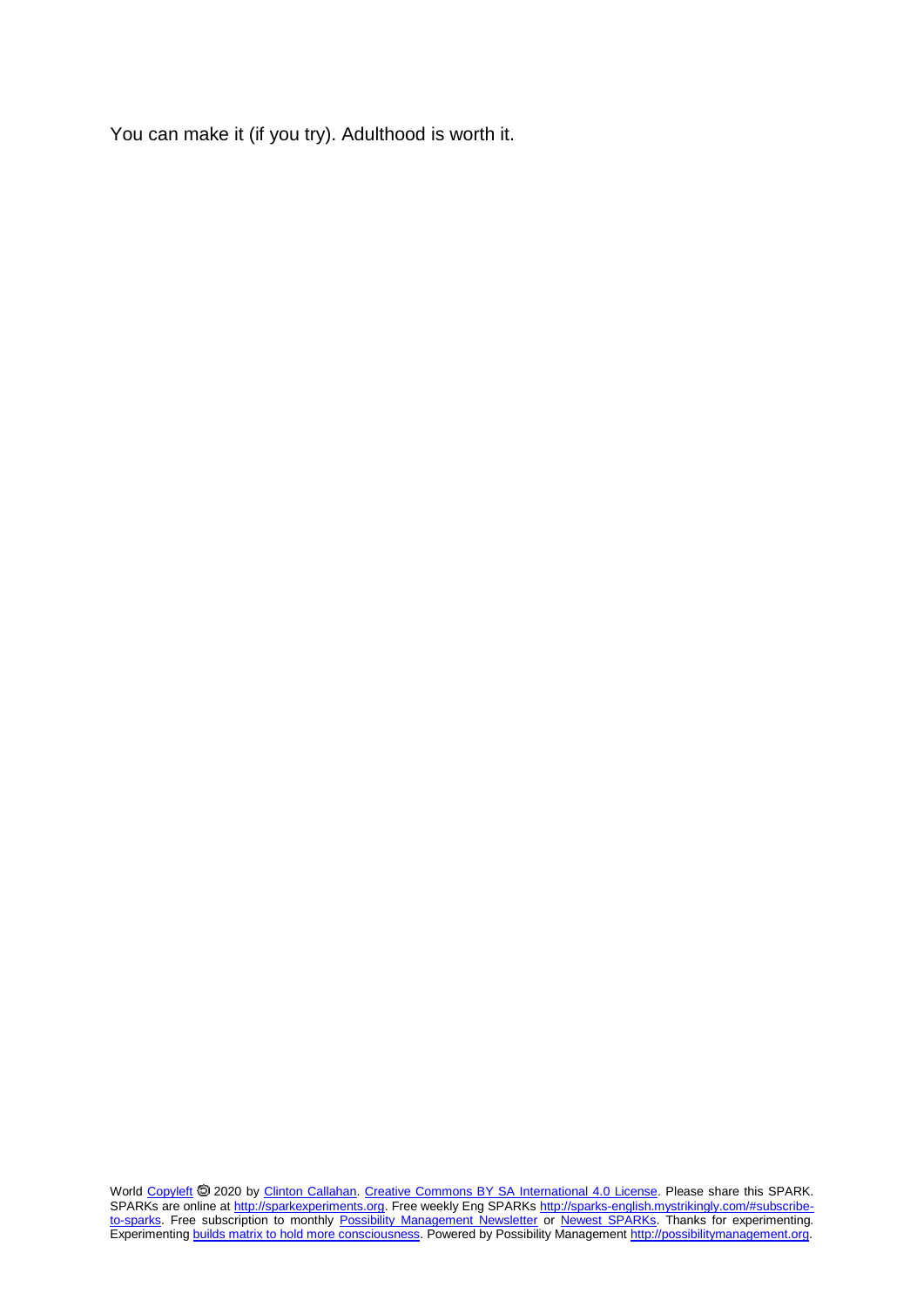You can make it (if you try). Adulthood is worth it.

World Copyleft 🄯 2020 by Clinton Callahan. Creative Commons BY SA International 4.0 License. Please share this SPARK. SPARKs are online at http://sparkexperiments.org. Free weekly Eng SPARKs http://sparks-english.mystrikingly.com/#subscribe-to-sparks. Free subscription to monthly Possibility Management Newsletter or Newest SPARKs. Thanks for experimenting. Experimenting builds matrix to hold more consciousness. Powered by Possibility Management http://possibilitymanagement.org.